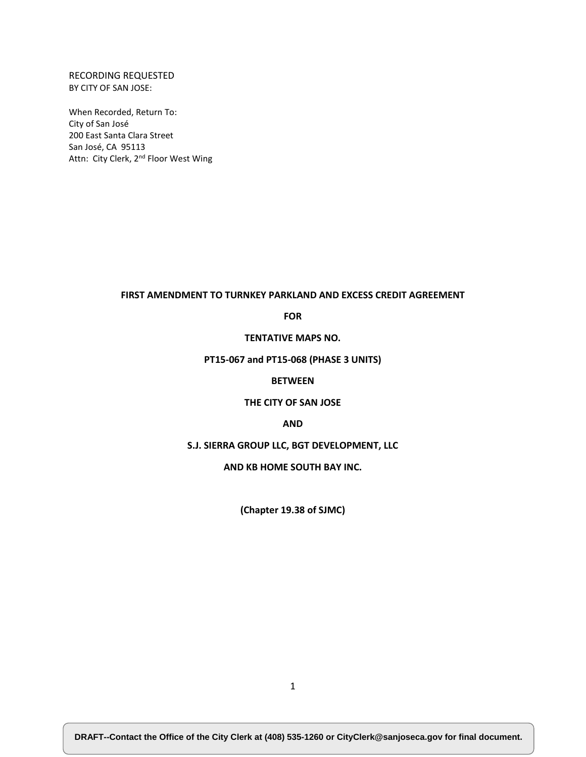RECORDING REQUESTED
BY CITY OF SAN JOSE:

When Recorded, Return To:
City of San José
200 East Santa Clara Street
San José, CA 95113
Attn: City Clerk, 2nd Floor West Wing

**FIRST AMENDMENT TO TURNKEY PARKLAND AND EXCESS CREDIT AGREEMENT**

**FOR**

**TENTATIVE MAPS NO.**

**PT15-067 and PT15-068 (PHASE 3 UNITS)**

**BETWEEN**

**THE CITY OF SAN JOSE**

**AND**

**S.J. SIERRA GROUP LLC, BGT DEVELOPMENT, LLC**

**AND KB HOME SOUTH BAY INC.**

**(Chapter 19.38 of SJMC)**

DRAFT--Contact the Office of the City Clerk at (408) 535-1260 or CityClerk@sanjoseca.gov for final document.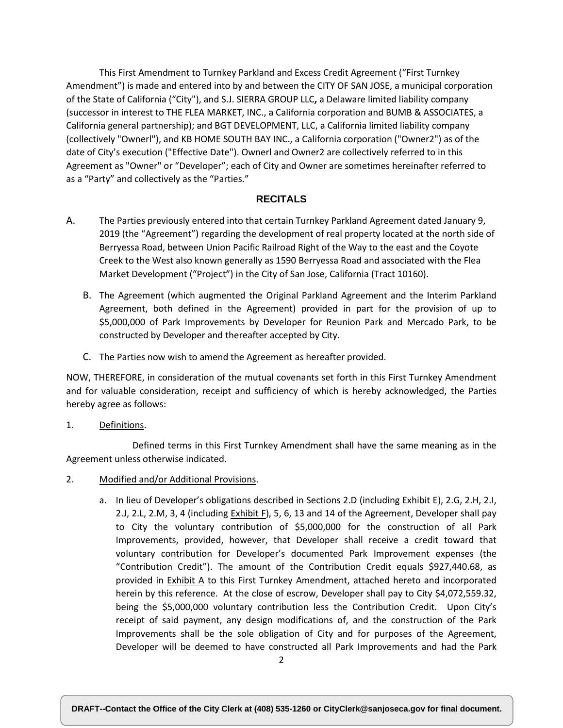This First Amendment to Turnkey Parkland and Excess Credit Agreement ("First Turnkey Amendment") is made and entered into by and between the CITY OF SAN JOSE, a municipal corporation of the State of California ("City"), and S.J. SIERRA GROUP LLC**,** a Delaware limited liability company (successor in interest to THE FLEA MARKET, INC., a California corporation and BUMB & ASSOCIATES, a California general partnership); and BGT DEVELOPMENT, LLC, a California limited liability company (collectively "Ownerl"), and KB HOME SOUTH BAY INC., a California corporation ("Owner2") as of the date of City's execution ("Effective Date"). Ownerl and Owner2 are collectively referred to in this Agreement as "Owner" or "Developer"; each of City and Owner are sometimes hereinafter referred to as a "Party" and collectively as the "Parties."

## RECITALS

A. The Parties previously entered into that certain Turnkey Parkland Agreement dated January 9, 2019 (the "Agreement") regarding the development of real property located at the north side of Berryessa Road, between Union Pacific Railroad Right of the Way to the east and the Coyote Creek to the West also known generally as 1590 Berryessa Road and associated with the Flea Market Development ("Project") in the City of San Jose, California (Tract 10160).

B. The Agreement (which augmented the Original Parkland Agreement and the Interim Parkland Agreement, both defined in the Agreement) provided in part for the provision of up to $5,000,000 of Park Improvements by Developer for Reunion Park and Mercado Park, to be constructed by Developer and thereafter accepted by City.

C. The Parties now wish to amend the Agreement as hereafter provided.

NOW, THEREFORE, in consideration of the mutual covenants set forth in this First Turnkey Amendment and for valuable consideration, receipt and sufficiency of which is hereby acknowledged, the Parties hereby agree as follows:

1. Definitions.

Defined terms in this First Turnkey Amendment shall have the same meaning as in the Agreement unless otherwise indicated.

2. Modified and/or Additional Provisions.

   a. In lieu of Developer's obligations described in Sections 2.D (including Exhibit E), 2.G, 2.H, 2.I, 2.J, 2.L, 2.M, 3, 4 (including Exhibit F), 5, 6, 13 and 14 of the Agreement, Developer shall pay to City the voluntary contribution of $5,000,000 for the construction of all Park Improvements, provided, however, that Developer shall receive a credit toward that voluntary contribution for Developer's documented Park Improvement expenses (the "Contribution Credit"). The amount of the Contribution Credit equals $927,440.68, as provided in Exhibit A to this First Turnkey Amendment, attached hereto and incorporated herein by this reference. At the close of escrow, Developer shall pay to City $4,072,559.32, being the $5,000,000 voluntary contribution less the Contribution Credit. Upon City's receipt of said payment, any design modifications of, and the construction of the Park Improvements shall be the sole obligation of City and for purposes of the Agreement, Developer will be deemed to have constructed all Park Improvements and had the Park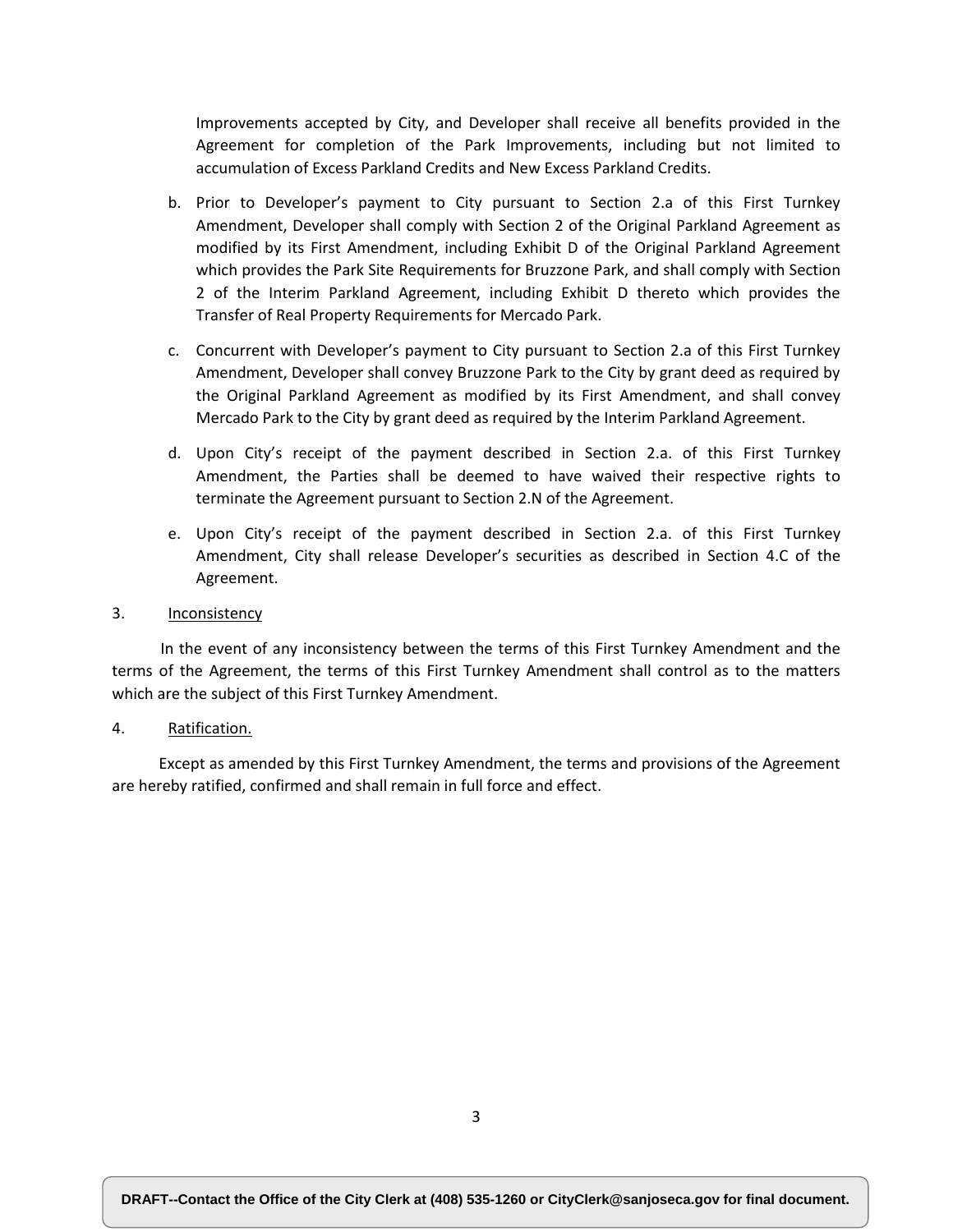Improvements accepted by City, and Developer shall receive all benefits provided in the Agreement for completion of the Park Improvements, including but not limited to accumulation of Excess Parkland Credits and New Excess Parkland Credits.

b. Prior to Developer's payment to City pursuant to Section 2.a of this First Turnkey Amendment, Developer shall comply with Section 2 of the Original Parkland Agreement as modified by its First Amendment, including Exhibit D of the Original Parkland Agreement which provides the Park Site Requirements for Bruzzone Park, and shall comply with Section 2 of the Interim Parkland Agreement, including Exhibit D thereto which provides the Transfer of Real Property Requirements for Mercado Park.

c. Concurrent with Developer's payment to City pursuant to Section 2.a of this First Turnkey Amendment, Developer shall convey Bruzzone Park to the City by grant deed as required by the Original Parkland Agreement as modified by its First Amendment, and shall convey Mercado Park to the City by grant deed as required by the Interim Parkland Agreement.

d. Upon City's receipt of the payment described in Section 2.a. of this First Turnkey Amendment, the Parties shall be deemed to have waived their respective rights to terminate the Agreement pursuant to Section 2.N of the Agreement.

e. Upon City's receipt of the payment described in Section 2.a. of this First Turnkey Amendment, City shall release Developer's securities as described in Section 4.C of the Agreement.

3. Inconsistency

In the event of any inconsistency between the terms of this First Turnkey Amendment and the terms of the Agreement, the terms of this First Turnkey Amendment shall control as to the matters which are the subject of this First Turnkey Amendment.

4. Ratification.

Except as amended by this First Turnkey Amendment, the terms and provisions of the Agreement are hereby ratified, confirmed and shall remain in full force and effect.

DRAFT--Contact the Office of the City Clerk at (408) 535-1260 or CityClerk@sanjoseca.gov for final document.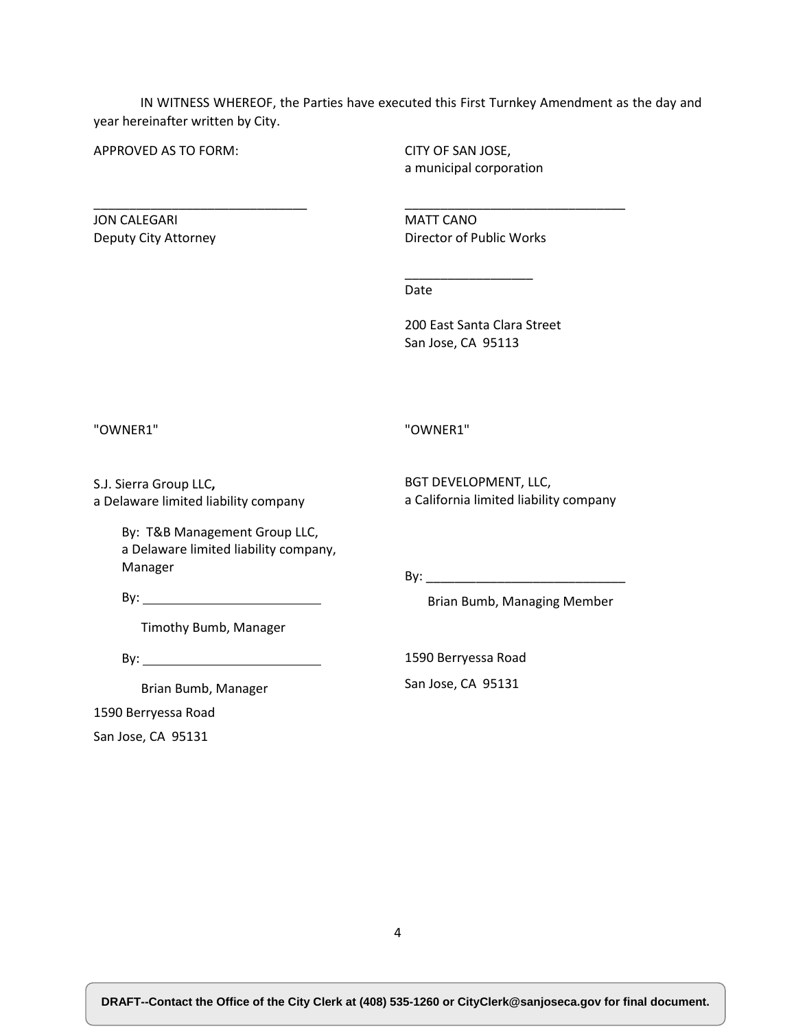IN WITNESS WHEREOF, the Parties have executed this First Turnkey Amendment as the day and year hereinafter written by City.

APPROVED AS TO FORM:

______________________________
JON CALEGARI
Deputy City Attorney

CITY OF SAN JOSE,
a municipal corporation

______________________________
MATT CANO
Director of Public Works

__________________
Date

200 East Santa Clara Street
San Jose, CA 95113

"OWNER1"

S.J. Sierra Group LLC**,**
a Delaware limited liability company

By: T&B Management Group LLC,
a Delaware limited liability company,
Manager

By: __________________________

Timothy Bumb, Manager

By: __________________________

Brian Bumb, Manager

1590 Berryessa Road

San Jose, CA 95131

"OWNER1"

BGT DEVELOPMENT, LLC,
a California limited liability company

By: ____________________________

Brian Bumb, Managing Member

1590 Berryessa Road

San Jose, CA 95131

DRAFT--Contact the Office of the City Clerk at (408) 535-1260 or CityClerk@sanjoseca.gov for final document.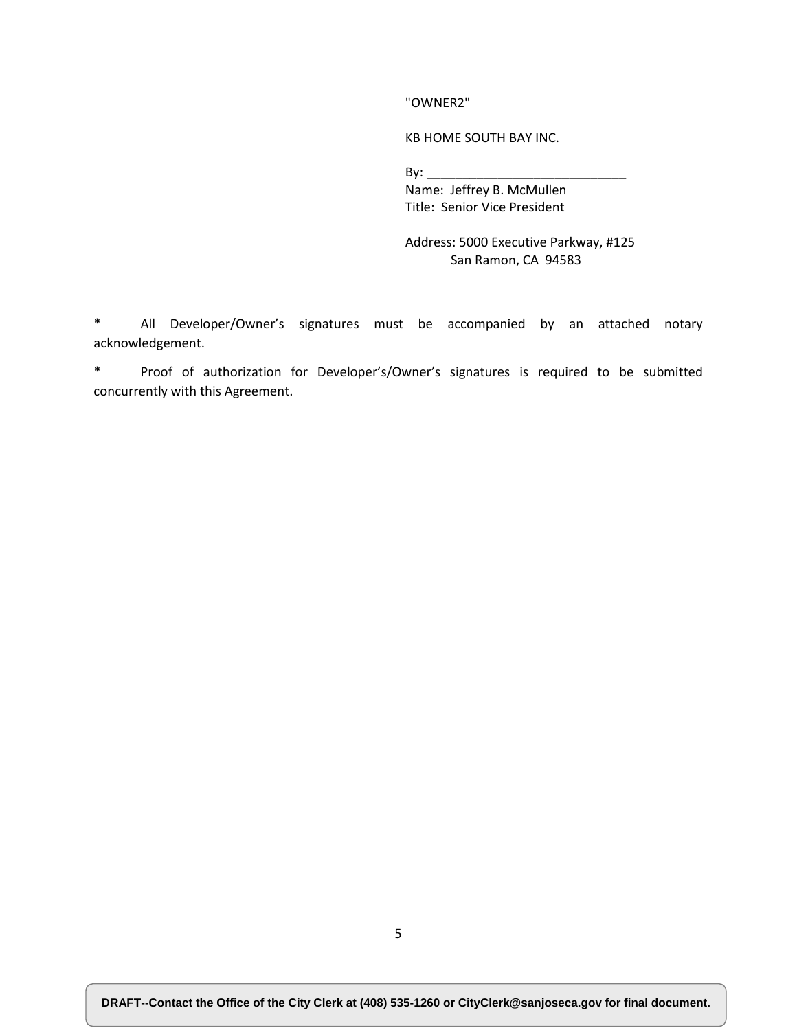"OWNER2"

KB HOME SOUTH BAY INC.

By: ______________________________

Name: Jeffrey B. McMullen

Title: Senior Vice President

Address: 5000 Executive Parkway, #125
San Ramon, CA 94583

* All Developer/Owner's signatures must be accompanied by an attached notary acknowledgement.

* Proof of authorization for Developer's/Owner's signatures is required to be submitted concurrently with this Agreement.

**DRAFT--Contact the Office of the City Clerk at (408) 535-1260 or CityClerk@sanjoseca.gov for final document.**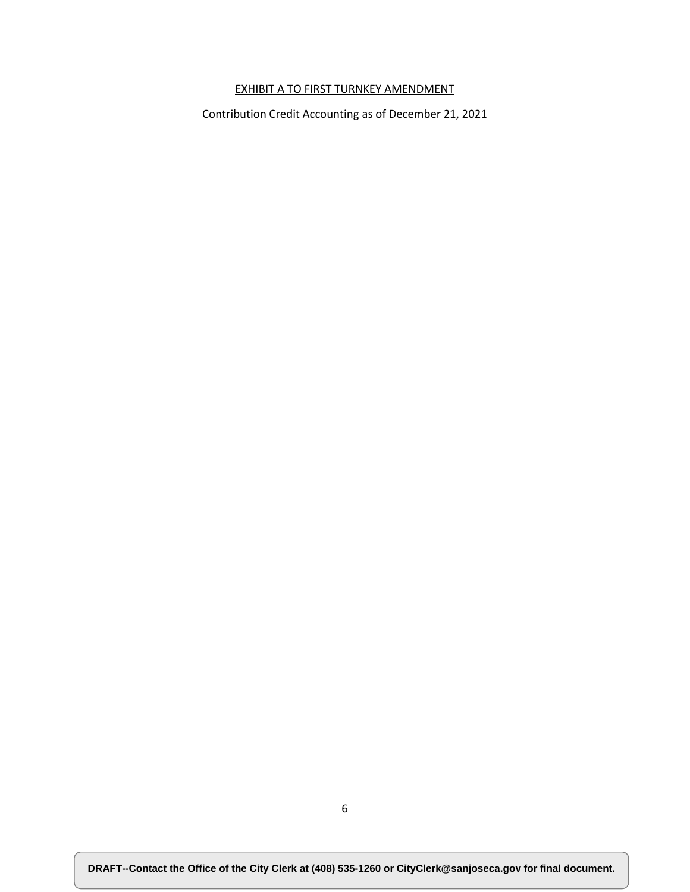EXHIBIT A TO FIRST TURNKEY AMENDMENT

Contribution Credit Accounting as of December 21, 2021

DRAFT--Contact the Office of the City Clerk at (408) 535-1260 or CityClerk@sanjoseca.gov for final document.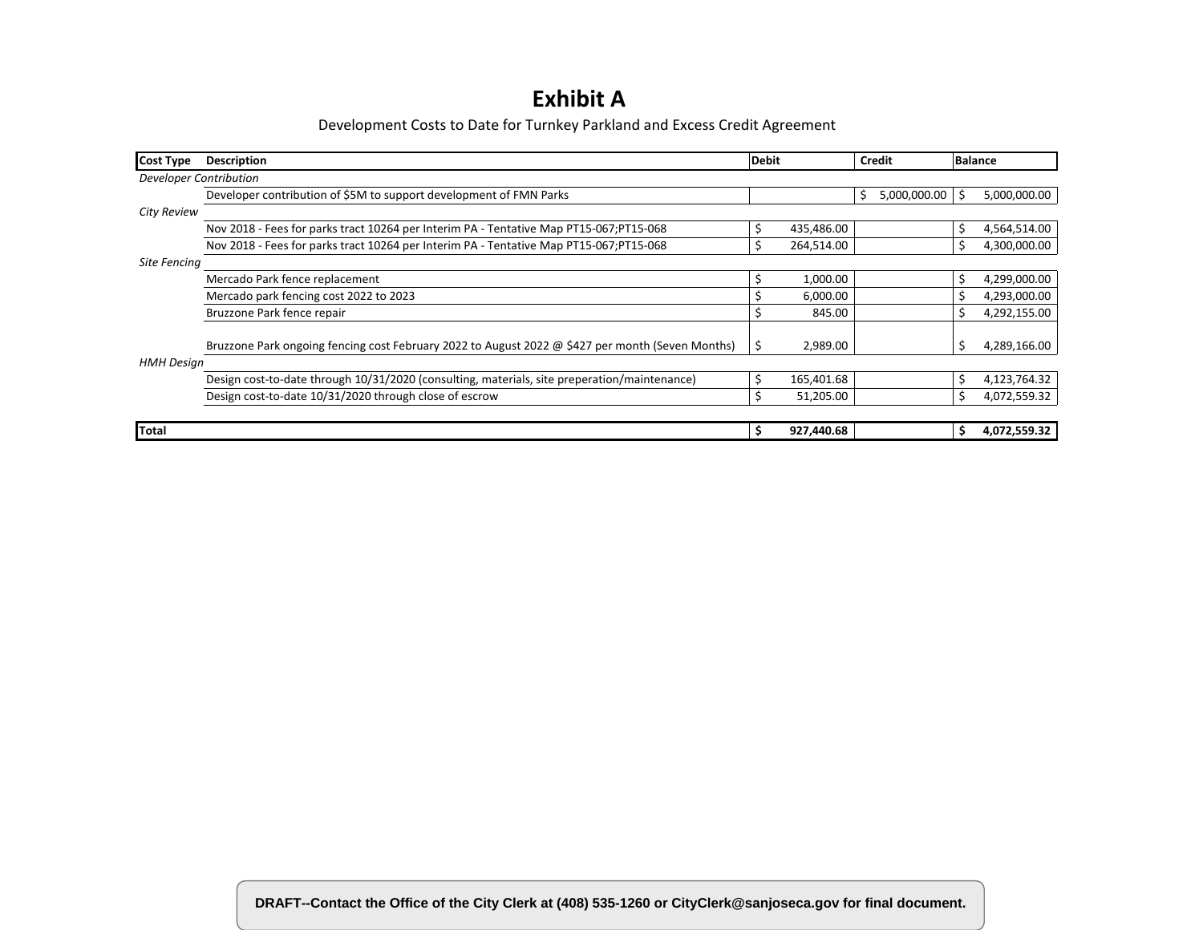# Exhibit A

Development Costs to Date for Turnkey Parkland and Excess Credit Agreement

| Cost Type | Description | Debit | Credit | Balance |
|---|---|---|---|---|
| *Developer Contribution* | | | | |
| | Developer contribution of $5M to support development of FMN Parks | | $ 5,000,000.00 | $ 5,000,000.00 |
| *City Review* | | | | |
| | Nov 2018 - Fees for parks tract 10264 per Interim PA - Tentative Map PT15-067;PT15-068 | $ 435,486.00 | | $ 4,564,514.00 |
| | Nov 2018 - Fees for parks tract 10264 per Interim PA - Tentative Map PT15-067;PT15-068 | $ 264,514.00 | | $ 4,300,000.00 |
| *Site Fencing* | | | | |
| | Mercado Park fence replacement | $ 1,000.00 | | $ 4,299,000.00 |
| | Mercado park fencing cost 2022 to 2023 | $ 6,000.00 | | $ 4,293,000.00 |
| | Bruzzone Park fence repair | $ 845.00 | | $ 4,292,155.00 |
| | Bruzzone Park ongoing fencing cost February 2022 to August 2022 @ $427 per month (Seven Months) | $ 2,989.00 | | $ 4,289,166.00 |
| *HMH Design* | | | | |
| | Design cost-to-date through 10/31/2020 (consulting, materials, site preperation/maintenance) | $ 165,401.68 | | $ 4,123,764.32 |
| | Design cost-to-date 10/31/2020 through close of escrow | $ 51,205.00 | | $ 4,072,559.32 |
| **Total** | | **$ 927,440.68** | | **$ 4,072,559.32** |

**DRAFT--Contact the Office of the City Clerk at (408) 535-1260 or CityClerk@sanjoseca.gov for final document.**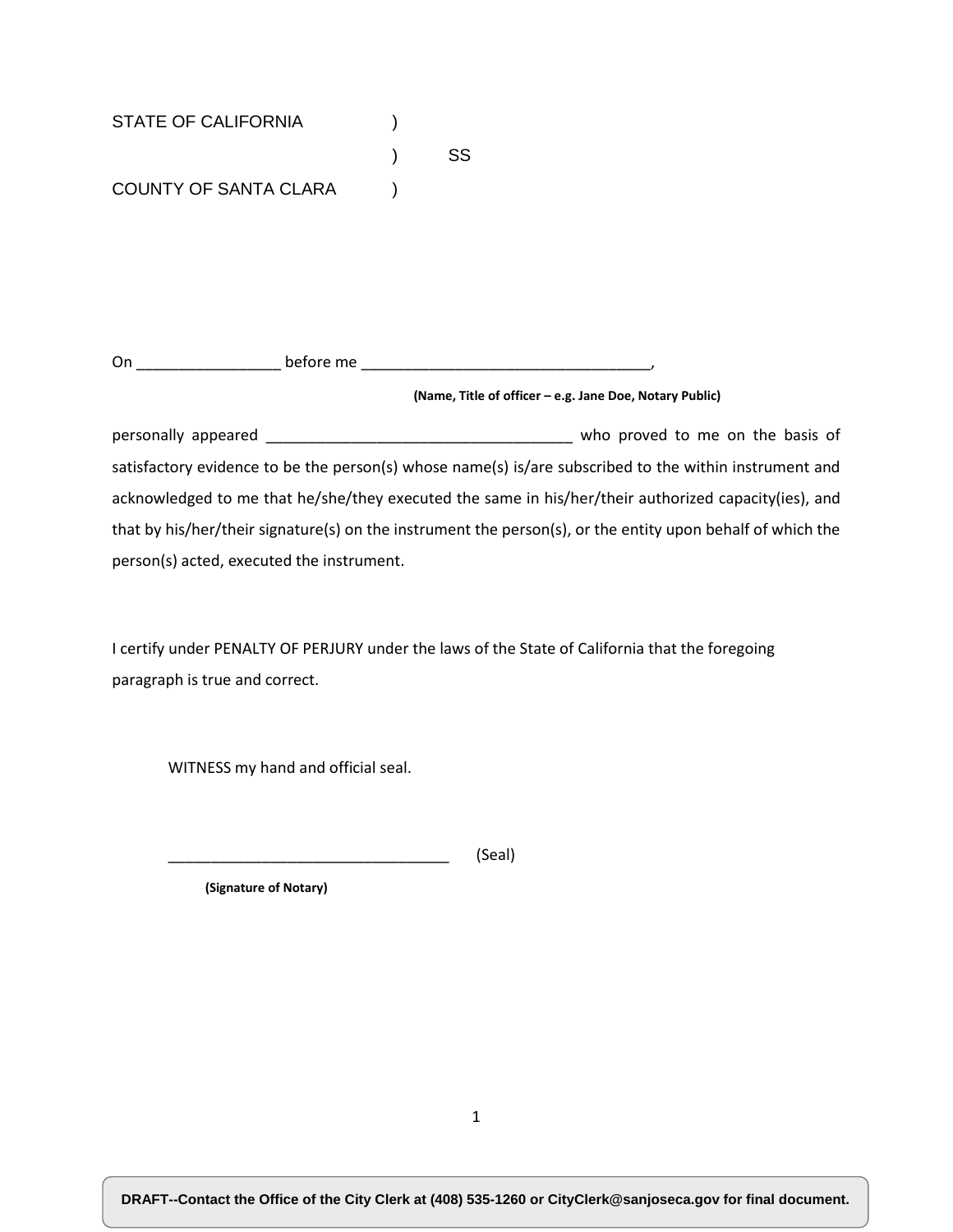STATE OF CALIFORNIA )

) SS

COUNTY OF SANTA CLARA )

On _________________ before me ___________________________________,

**(Name, Title of officer – e.g. Jane Doe, Notary Public)**

personally appeared ____________________________________ who proved to me on the basis of satisfactory evidence to be the person(s) whose name(s) is/are subscribed to the within instrument and acknowledged to me that he/she/they executed the same in his/her/their authorized capacity(ies), and that by his/her/their signature(s) on the instrument the person(s), or the entity upon behalf of which the person(s) acted, executed the instrument.

I certify under PENALTY OF PERJURY under the laws of the State of California that the foregoing paragraph is true and correct.

WITNESS my hand and official seal.

__________________________________ (Seal)

**(Signature of Notary)**

**DRAFT--Contact the Office of the City Clerk at (408) 535-1260 or CityClerk@sanjoseca.gov for final document.**